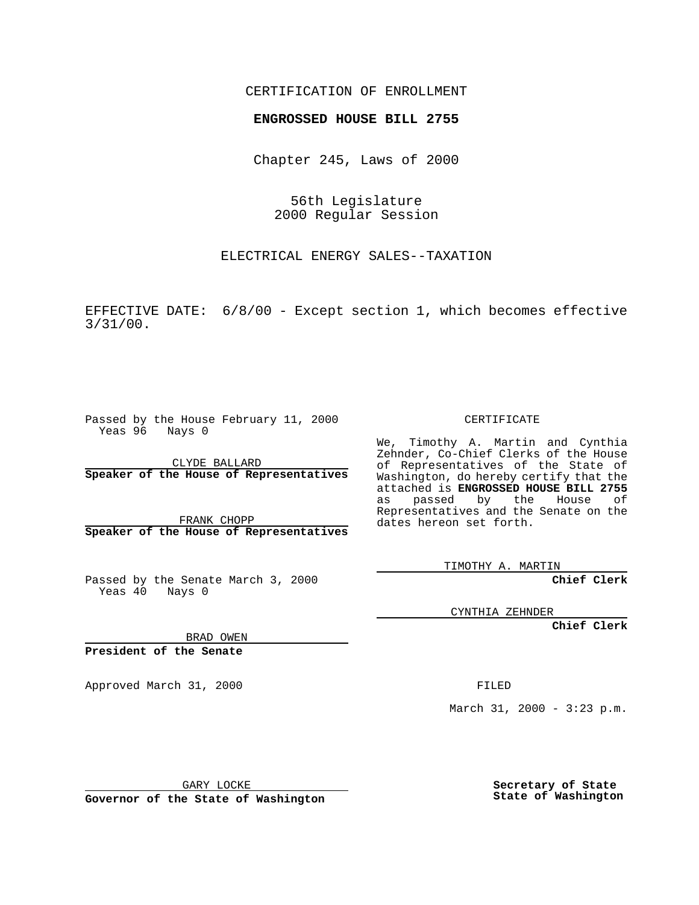CERTIFICATION OF ENROLLMENT

**ENGROSSED HOUSE BILL 2755**

Chapter 245, Laws of 2000

56th Legislature
2000 Regular Session

ELECTRICAL ENERGY SALES--TAXATION

EFFECTIVE DATE: 6/8/00 - Except section 1, which becomes effective 3/31/00.

Passed by the House February 11, 2000
Yeas 96 Nays 0

CLYDE BALLARD
**Speaker of the House of Representatives**

FRANK CHOPP
**Speaker of the House of Representatives**

Passed by the Senate March 3, 2000
Yeas 40 Nays 0

BRAD OWEN
**President of the Senate**

Approved March 31, 2000

GARY LOCKE
**Governor of the State of Washington**

CERTIFICATE

We, Timothy A. Martin and Cynthia Zehnder, Co-Chief Clerks of the House of Representatives of the State of Washington, do hereby certify that the attached is **ENGROSSED HOUSE BILL 2755** as passed by the House of Representatives and the Senate on the dates hereon set forth.

TIMOTHY A. MARTIN
**Chief Clerk**

CYNTHIA ZEHNDER
**Chief Clerk**

FILED

March 31, 2000 - 3:23 p.m.

**Secretary of State**
**State of Washington**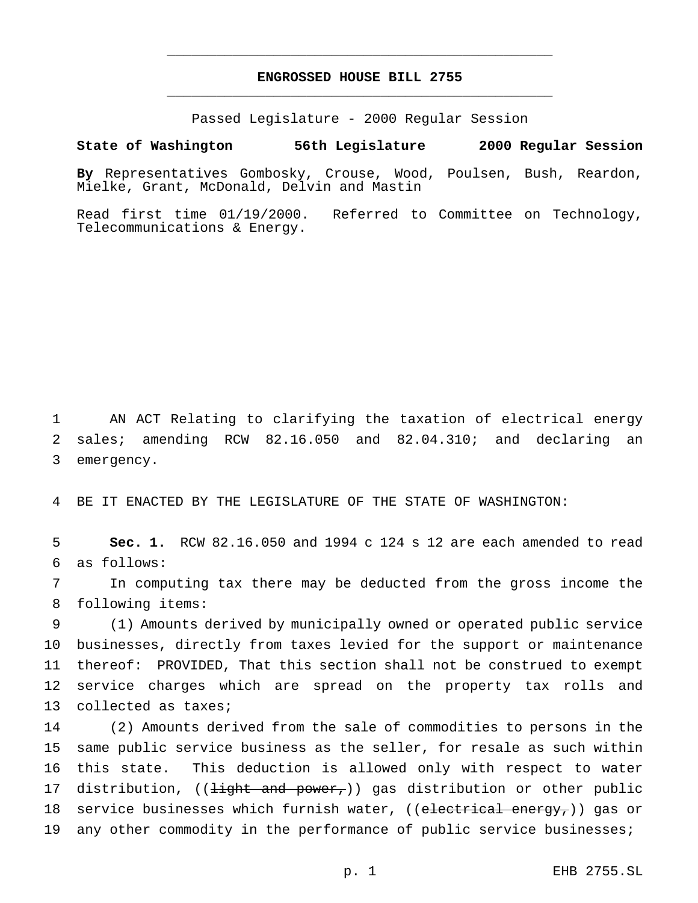# ENGROSSED HOUSE BILL 2755

Passed Legislature - 2000 Regular Session

**State of Washington 56th Legislature 2000 Regular Session**

**By** Representatives Gombosky, Crouse, Wood, Poulsen, Bush, Reardon, Mielke, Grant, McDonald, Delvin and Mastin

Read first time 01/19/2000. Referred to Committee on Technology, Telecommunications & Energy.

1 AN ACT Relating to clarifying the taxation of electrical energy
2 sales; amending RCW 82.16.050 and 82.04.310; and declaring an
3 emergency.

4 BE IT ENACTED BY THE LEGISLATURE OF THE STATE OF WASHINGTON:

5 **Sec. 1.** RCW 82.16.050 and 1994 c 124 s 12 are each amended to read
6 as follows:

7 In computing tax there may be deducted from the gross income the
8 following items:

9 (1) Amounts derived by municipally owned or operated public service
10 businesses, directly from taxes levied for the support or maintenance
11 thereof: PROVIDED, That this section shall not be construed to exempt
12 service charges which are spread on the property tax rolls and
13 collected as taxes;

14 (2) Amounts derived from the sale of commodities to persons in the
15 same public service business as the seller, for resale as such within
16 this state. This deduction is allowed only with respect to water
17 distribution, ((~~light and power,~~)) gas distribution or other public
18 service businesses which furnish water, ((~~electrical energy,~~)) gas or
19 any other commodity in the performance of public service businesses;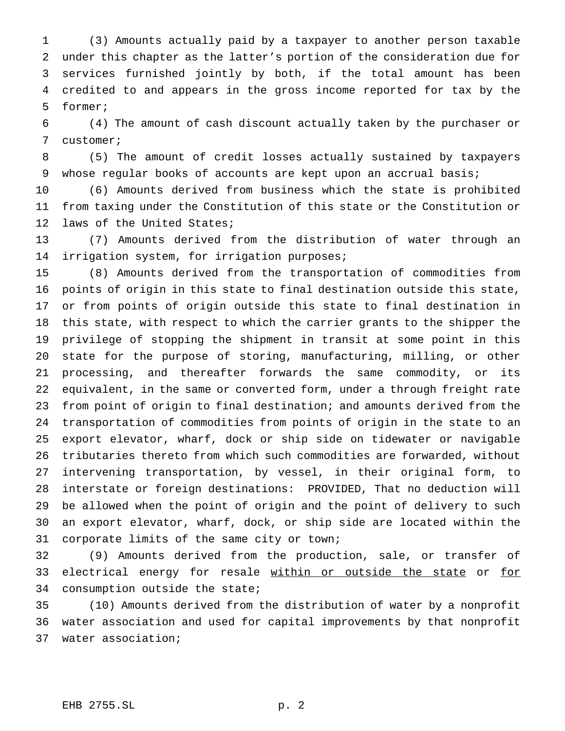(3) Amounts actually paid by a taxpayer to another person taxable under this chapter as the latter's portion of the consideration due for services furnished jointly by both, if the total amount has been credited to and appears in the gross income reported for tax by the former;

(4) The amount of cash discount actually taken by the purchaser or customer;

(5) The amount of credit losses actually sustained by taxpayers whose regular books of accounts are kept upon an accrual basis;

(6) Amounts derived from business which the state is prohibited from taxing under the Constitution of this state or the Constitution or laws of the United States;

(7) Amounts derived from the distribution of water through an irrigation system, for irrigation purposes;

(8) Amounts derived from the transportation of commodities from points of origin in this state to final destination outside this state, or from points of origin outside this state to final destination in this state, with respect to which the carrier grants to the shipper the privilege of stopping the shipment in transit at some point in this state for the purpose of storing, manufacturing, milling, or other processing, and thereafter forwards the same commodity, or its equivalent, in the same or converted form, under a through freight rate from point of origin to final destination; and amounts derived from the transportation of commodities from points of origin in the state to an export elevator, wharf, dock or ship side on tidewater or navigable tributaries thereto from which such commodities are forwarded, without intervening transportation, by vessel, in their original form, to interstate or foreign destinations: PROVIDED, That no deduction will be allowed when the point of origin and the point of delivery to such an export elevator, wharf, dock, or ship side are located within the corporate limits of the same city or town;

(9) Amounts derived from the production, sale, or transfer of electrical energy for resale <u>within or outside the state</u> or <u>for</u> consumption outside the state;

(10) Amounts derived from the distribution of water by a nonprofit water association and used for capital improvements by that nonprofit water association;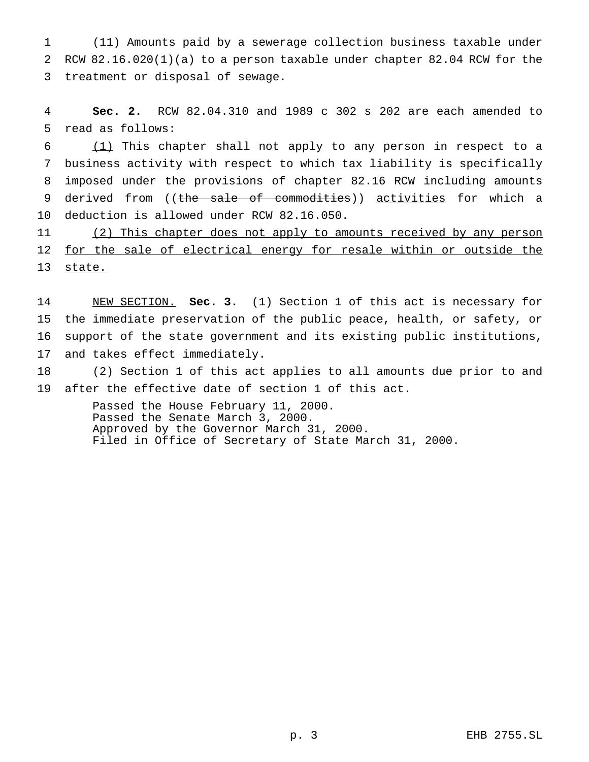(11) Amounts paid by a sewerage collection business taxable under RCW 82.16.020(1)(a) to a person taxable under chapter 82.04 RCW for the treatment or disposal of sewage.

**Sec. 2.** RCW 82.04.310 and 1989 c 302 s 202 are each amended to read as follows:

<u>(1)</u> This chapter shall not apply to any person in respect to a business activity with respect to which tax liability is specifically imposed under the provisions of chapter 82.16 RCW including amounts derived from ((~~the sale of commodities~~)) <u>activities</u> for which a deduction is allowed under RCW 82.16.050.

<u>(2) This chapter does not apply to amounts received by any person for the sale of electrical energy for resale within or outside the state.</u>

<u>NEW SECTION.</u> **Sec. 3.** (1) Section 1 of this act is necessary for the immediate preservation of the public peace, health, or safety, or support of the state government and its existing public institutions, and takes effect immediately.

(2) Section 1 of this act applies to all amounts due prior to and after the effective date of section 1 of this act.

Passed the House February 11, 2000.
Passed the Senate March 3, 2000.
Approved by the Governor March 31, 2000.
Filed in Office of Secretary of State March 31, 2000.